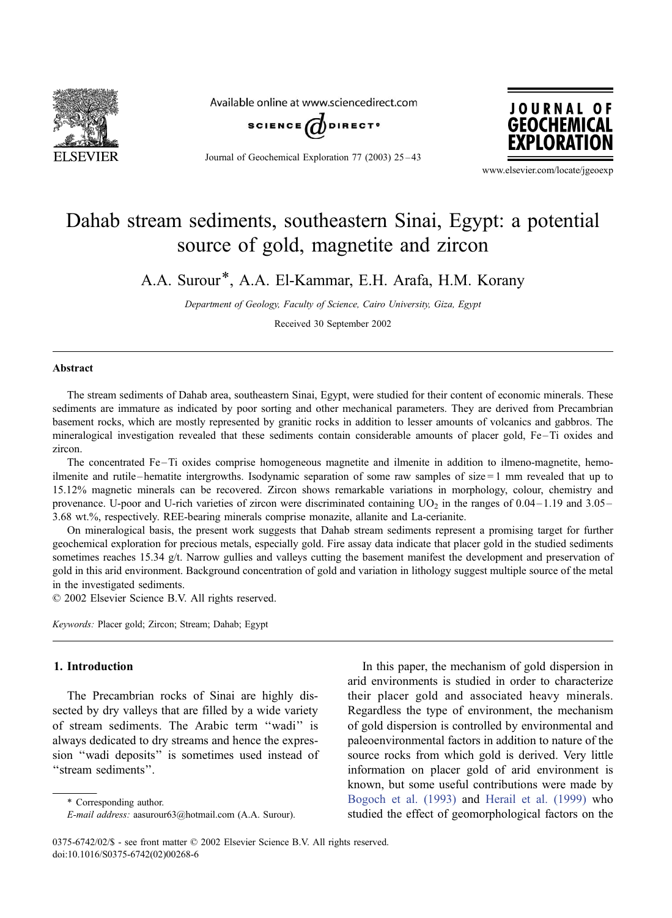# Dahab stream sediments, southeastern Sinai, Egypt: a potential source of gold, magnetite and zircon

A.A. Surour*, A.A. El-Kammar, E.H. Arafa, H.M. Korany

*Department of Geology, Faculty of Science, Cairo University, Giza, Egypt*

Received 30 September 2002

## Abstract

The stream sediments of Dahab area, southeastern Sinai, Egypt, were studied for their content of economic minerals. These sediments are immature as indicated by poor sorting and other mechanical parameters. They are derived from Precambrian basement rocks, which are mostly represented by granitic rocks in addition to lesser amounts of volcanics and gabbros. The mineralogical investigation revealed that these sediments contain considerable amounts of placer gold, Fe–Ti oxides and zircon.

The concentrated Fe–Ti oxides comprise homogeneous magnetite and ilmenite in addition to ilmeno-magnetite, hemo-ilmenite and rutile–hematite intergrowths. Isodynamic separation of some raw samples of size = 1 mm revealed that up to 15.12% magnetic minerals can be recovered. Zircon shows remarkable variations in morphology, colour, chemistry and provenance. U-poor and U-rich varieties of zircon were discriminated containing $UO_2$ in the ranges of 0.04–1.19 and 3.05–3.68 wt.%, respectively. REE-bearing minerals comprise monazite, allanite and La-cerianite.

On mineralogical basis, the present work suggests that Dahab stream sediments represent a promising target for further geochemical exploration for precious metals, especially gold. Fire assay data indicate that placer gold in the studied sediments sometimes reaches 15.34 g/t. Narrow gullies and valleys cutting the basement manifest the development and preservation of gold in this arid environment. Background concentration of gold and variation in lithology suggest multiple source of the metal in the investigated sediments.

© 2002 Elsevier Science B.V. All rights reserved.

*Keywords:* Placer gold; Zircon; Stream; Dahab; Egypt

## 1. Introduction

The Precambrian rocks of Sinai are highly dissected by dry valleys that are filled by a wide variety of stream sediments. The Arabic term ''wadi'' is always dedicated to dry streams and hence the expression ''wadi deposits'' is sometimes used instead of ''stream sediments''.

In this paper, the mechanism of gold dispersion in arid environments is studied in order to characterize their placer gold and associated heavy minerals. Regardless the type of environment, the mechanism of gold dispersion is controlled by environmental and paleoenvironmental factors in addition to nature of the source rocks from which gold is derived. Very little information on placer gold of arid environment is known, but some useful contributions were made by Bogoch et al. (1993) and Herail et al. (1999) who studied the effect of geomorphological factors on the

\* Corresponding author.
*E-mail address:* aasurour63@hotmail.com (A.A. Surour).

0375-6742/02/$ - see front matter © 2002 Elsevier Science B.V. All rights reserved.
doi:10.1016/S0375-6742(02)00268-6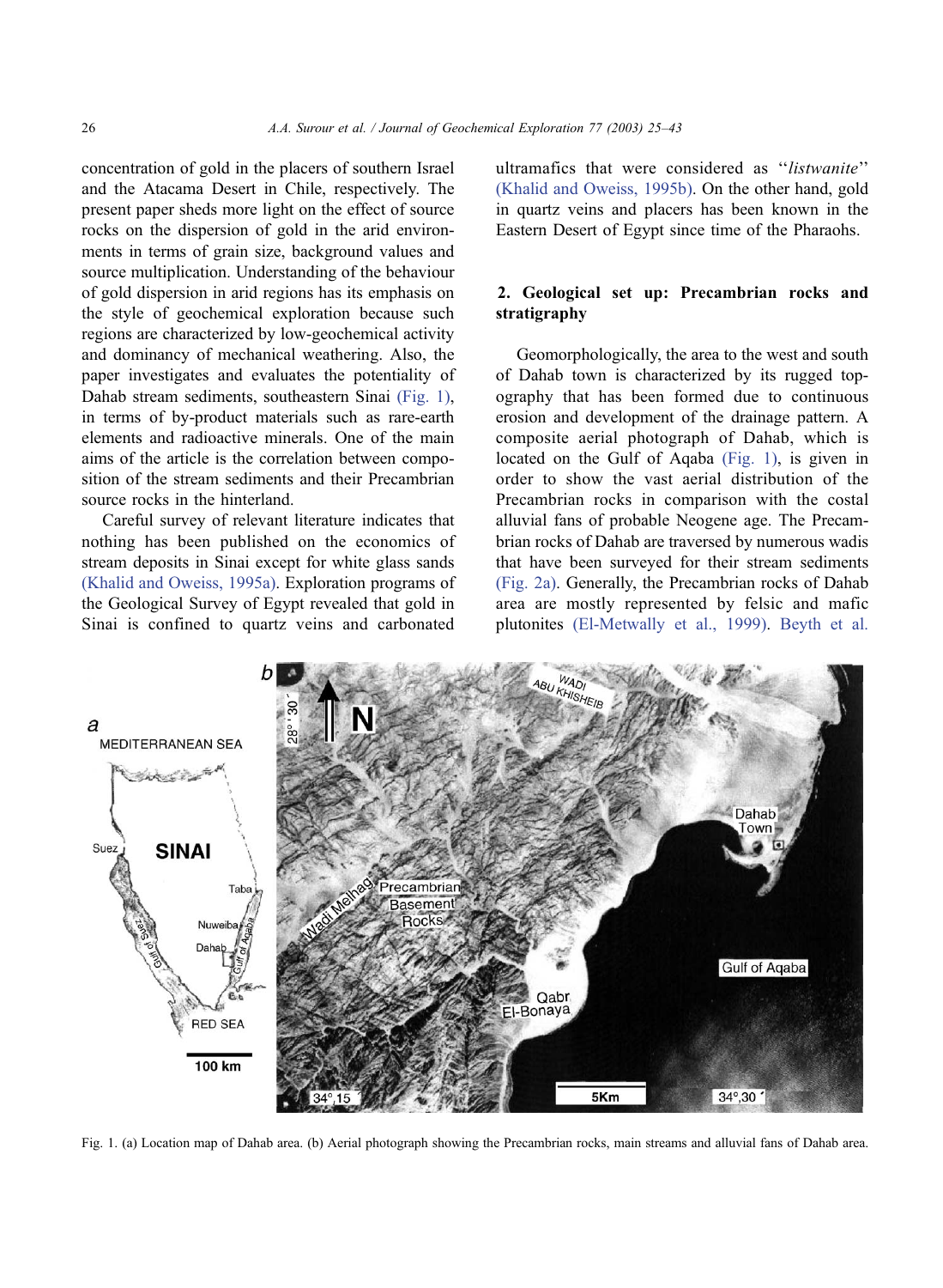concentration of gold in the placers of southern Israel and the Atacama Desert in Chile, respectively. The present paper sheds more light on the effect of source rocks on the dispersion of gold in the arid environments in terms of grain size, background values and source multiplication. Understanding of the behaviour of gold dispersion in arid regions has its emphasis on the style of geochemical exploration because such regions are characterized by low-geochemical activity and dominancy of mechanical weathering. Also, the paper investigates and evaluates the potentiality of Dahab stream sediments, southeastern Sinai (Fig. 1), in terms of by-product materials such as rare-earth elements and radioactive minerals. One of the main aims of the article is the correlation between composition of the stream sediments and their Precambrian source rocks in the hinterland.

Careful survey of relevant literature indicates that nothing has been published on the economics of stream deposits in Sinai except for white glass sands (Khalid and Oweiss, 1995a). Exploration programs of the Geological Survey of Egypt revealed that gold in Sinai is confined to quartz veins and carbonated ultramafics that were considered as ''*listwanite*'' (Khalid and Oweiss, 1995b). On the other hand, gold in quartz veins and placers has been known in the Eastern Desert of Egypt since time of the Pharaohs.

## 2. Geological set up: Precambrian rocks and stratigraphy

Geomorphologically, the area to the west and south of Dahab town is characterized by its rugged topography that has been formed due to continuous erosion and development of the drainage pattern. A composite aerial photograph of Dahab, which is located on the Gulf of Aqaba (Fig. 1), is given in order to show the vast aerial distribution of the Precambrian rocks in comparison with the costal alluvial fans of probable Neogene age. The Precambrian rocks of Dahab are traversed by numerous wadis that have been surveyed for their stream sediments (Fig. 2a). Generally, the Precambrian rocks of Dahab area are mostly represented by felsic and mafic plutonites (El-Metwally et al., 1999). Beyth et al.

Fig. 1. (a) Location map of Dahab area. (b) Aerial photograph showing the Precambrian rocks, main streams and alluvial fans of Dahab area.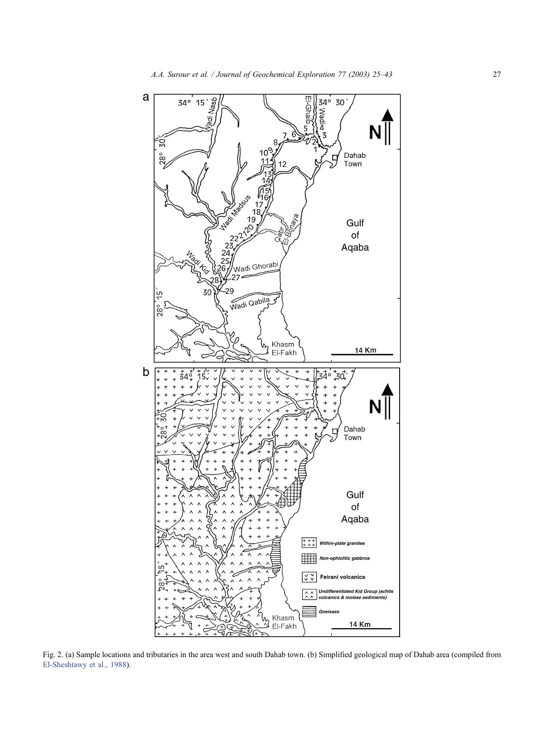Fig. 2. (a) Sample locations and tributaries in the area west and south Dahab town. (b) Simplified geological map of Dahab area (compiled from El-Sheshtawy et al., 1988).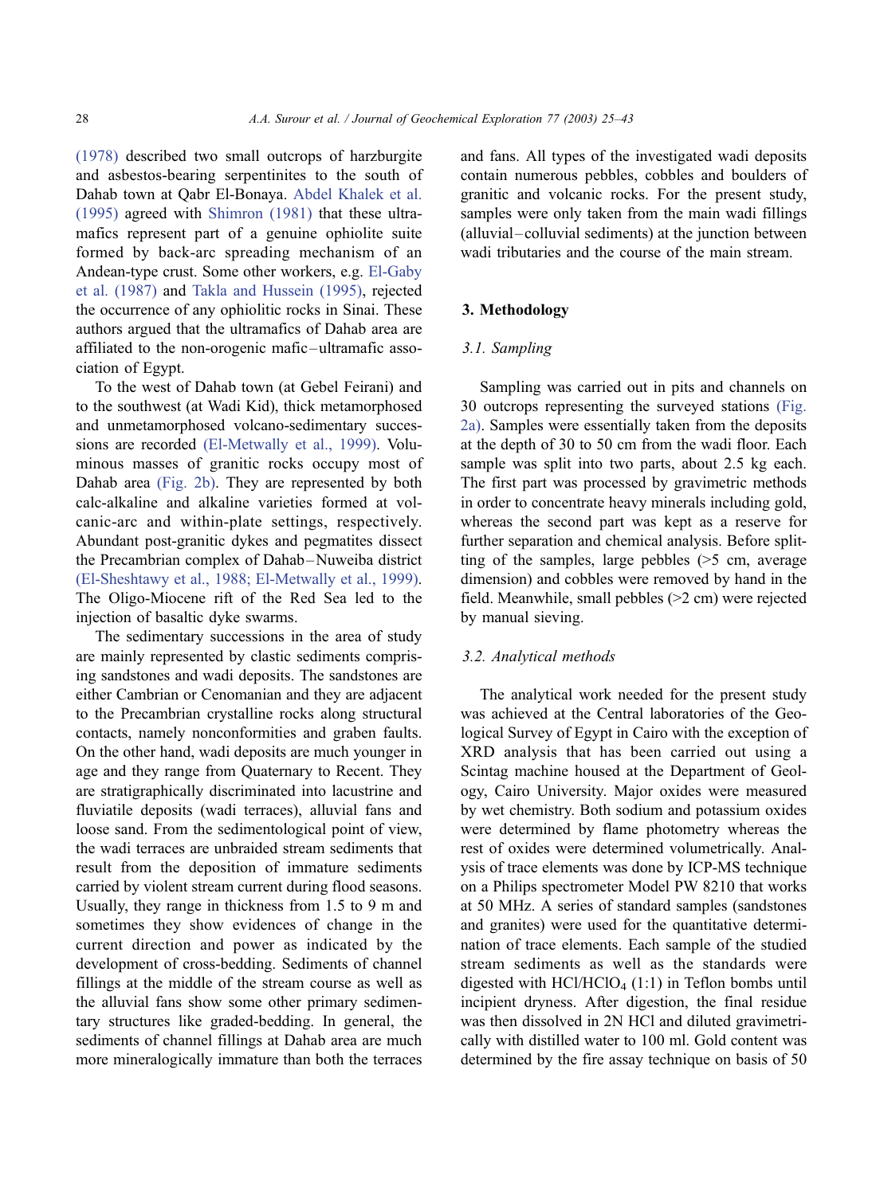(1978) described two small outcrops of harzburgite and asbestos-bearing serpentinites to the south of Dahab town at Qabr El-Bonaya. Abdel Khalek et al. (1995) agreed with Shimron (1981) that these ultramafics represent part of a genuine ophiolite suite formed by back-arc spreading mechanism of an Andean-type crust. Some other workers, e.g. El-Gaby et al. (1987) and Takla and Hussein (1995), rejected the occurrence of any ophiolitic rocks in Sinai. These authors argued that the ultramafics of Dahab area are affiliated to the non-orogenic mafic–ultramafic association of Egypt.

To the west of Dahab town (at Gebel Feirani) and to the southwest (at Wadi Kid), thick metamorphosed and unmetamorphosed volcano-sedimentary successions are recorded (El-Metwally et al., 1999). Voluminous masses of granitic rocks occupy most of Dahab area (Fig. 2b). They are represented by both calc-alkaline and alkaline varieties formed at volcanic-arc and within-plate settings, respectively. Abundant post-granitic dykes and pegmatites dissect the Precambrian complex of Dahab–Nuweiba district (El-Sheshtawy et al., 1988; El-Metwally et al., 1999). The Oligo-Miocene rift of the Red Sea led to the injection of basaltic dyke swarms.

The sedimentary successions in the area of study are mainly represented by clastic sediments comprising sandstones and wadi deposits. The sandstones are either Cambrian or Cenomanian and they are adjacent to the Precambrian crystalline rocks along structural contacts, namely nonconformities and graben faults. On the other hand, wadi deposits are much younger in age and they range from Quaternary to Recent. They are stratigraphically discriminated into lacustrine and fluviatile deposits (wadi terraces), alluvial fans and loose sand. From the sedimentological point of view, the wadi terraces are unbraided stream sediments that result from the deposition of immature sediments carried by violent stream current during flood seasons. Usually, they range in thickness from 1.5 to 9 m and sometimes they show evidences of change in the current direction and power as indicated by the development of cross-bedding. Sediments of channel fillings at the middle of the stream course as well as the alluvial fans show some other primary sedimentary structures like graded-bedding. In general, the sediments of channel fillings at Dahab area are much more mineralogically immature than both the terraces and fans. All types of the investigated wadi deposits contain numerous pebbles, cobbles and boulders of granitic and volcanic rocks. For the present study, samples were only taken from the main wadi fillings (alluvial–colluvial sediments) at the junction between wadi tributaries and the course of the main stream.

## 3. Methodology

### 3.1. Sampling

Sampling was carried out in pits and channels on 30 outcrops representing the surveyed stations (Fig. 2a). Samples were essentially taken from the deposits at the depth of 30 to 50 cm from the wadi floor. Each sample was split into two parts, about 2.5 kg each. The first part was processed by gravimetric methods in order to concentrate heavy minerals including gold, whereas the second part was kept as a reserve for further separation and chemical analysis. Before splitting of the samples, large pebbles (>5 cm, average dimension) and cobbles were removed by hand in the field. Meanwhile, small pebbles (>2 cm) were rejected by manual sieving.

### 3.2. Analytical methods

The analytical work needed for the present study was achieved at the Central laboratories of the Geological Survey of Egypt in Cairo with the exception of XRD analysis that has been carried out using a Scintag machine housed at the Department of Geology, Cairo University. Major oxides were measured by wet chemistry. Both sodium and potassium oxides were determined by flame photometry whereas the rest of oxides were determined volumetrically. Analysis of trace elements was done by ICP-MS technique on a Philips spectrometer Model PW 8210 that works at 50 MHz. A series of standard samples (sandstones and granites) were used for the quantitative determination of trace elements. Each sample of the studied stream sediments as well as the standards were digested with $HCl/HClO_4$ (1:1) in Teflon bombs until incipient dryness. After digestion, the final residue was then dissolved in 2N HCl and diluted gravimetrically with distilled water to 100 ml. Gold content was determined by the fire assay technique on basis of 50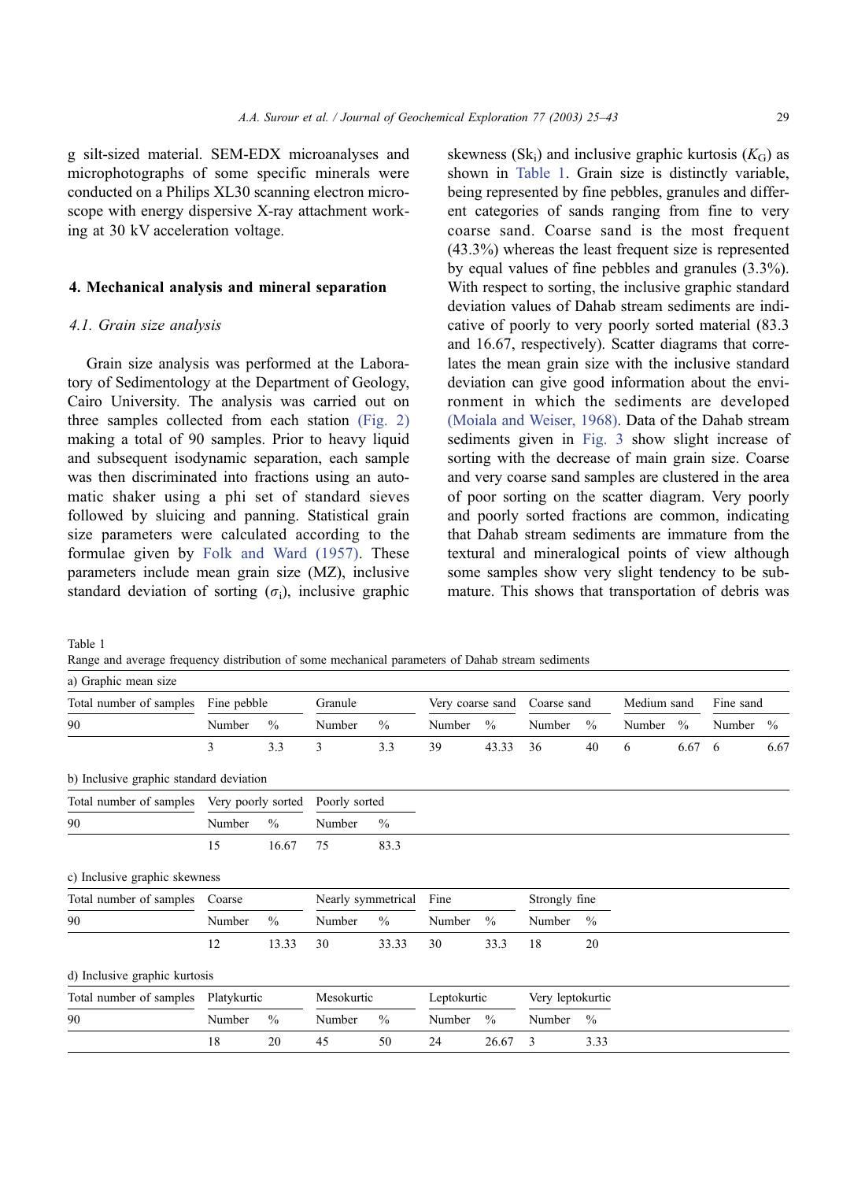g silt-sized material. SEM-EDX microanalyses and microphotographs of some specific minerals were conducted on a Philips XL30 scanning electron microscope with energy dispersive X-ray attachment working at 30 kV acceleration voltage.

## 4. Mechanical analysis and mineral separation

### 4.1. Grain size analysis

Grain size analysis was performed at the Laboratory of Sedimentology at the Department of Geology, Cairo University. The analysis was carried out on three samples collected from each station (Fig. 2) making a total of 90 samples. Prior to heavy liquid and subsequent isodynamic separation, each sample was then discriminated into fractions using an automatic shaker using a phi set of standard sieves followed by sluicing and panning. Statistical grain size parameters were calculated according to the formulae given by Folk and Ward (1957). These parameters include mean grain size (MZ), inclusive standard deviation of sorting ($\sigma_i$), inclusive graphic skewness ($Sk_i$) and inclusive graphic kurtosis ($K_G$) as shown in Table 1. Grain size is distinctly variable, being represented by fine pebbles, granules and different categories of sands ranging from fine to very coarse sand. Coarse sand is the most frequent (43.3%) whereas the least frequent size is represented by equal values of fine pebbles and granules (3.3%). With respect to sorting, the inclusive graphic standard deviation values of Dahab stream sediments are indicative of poorly to very poorly sorted material (83.3 and 16.67, respectively). Scatter diagrams that correlates the mean grain size with the inclusive standard deviation can give good information about the environment in which the sediments are developed (Moiala and Weiser, 1968). Data of the Dahab stream sediments given in Fig. 3 show slight increase of sorting with the decrease of main grain size. Coarse and very coarse sand samples are clustered in the area of poor sorting on the scatter diagram. Very poorly and poorly sorted fractions are common, indicating that Dahab stream sediments are immature from the textural and mineralogical points of view although some samples show very slight tendency to be submature. This shows that transportation of debris was

Table 1
Range and average frequency distribution of some mechanical parameters of Dahab stream sediments

a) Graphic mean size

| Total number of samples | Fine pebble | | Granule | | Very coarse sand | | Coarse sand | | Medium sand | | Fine sand | |
|---|---|---|---|---|---|---|---|---|---|---|---|---|
| 90 | Number | % | Number | % | Number | % | Number | % | Number | % | Number | % |
| | 3 | 3.3 | 3 | 3.3 | 39 | 43.33 | 36 | 40 | 6 | 6.67 | 6 | 6.67 |

b) Inclusive graphic standard deviation

| Total number of samples | Very poorly sorted | | Poorly sorted | |
|---|---|---|---|---|
| 90 | Number | % | Number | % |
| | 15 | 16.67 | 75 | 83.3 |

c) Inclusive graphic skewness

| Total number of samples | Coarse | | Nearly symmetrical | | Fine | | Strongly fine | |
|---|---|---|---|---|---|---|---|---|
| 90 | Number | % | Number | % | Number | % | Number | % |
| | 12 | 13.33 | 30 | 33.33 | 30 | 33.3 | 18 | 20 |

d) Inclusive graphic kurtosis

| Total number of samples | Platykurtic | | Mesokurtic | | Leptokurtic | | Very leptokurtic | |
|---|---|---|---|---|---|---|---|---|
| 90 | Number | % | Number | % | Number | % | Number | % |
| | 18 | 20 | 45 | 50 | 24 | 26.67 | 3 | 3.33 |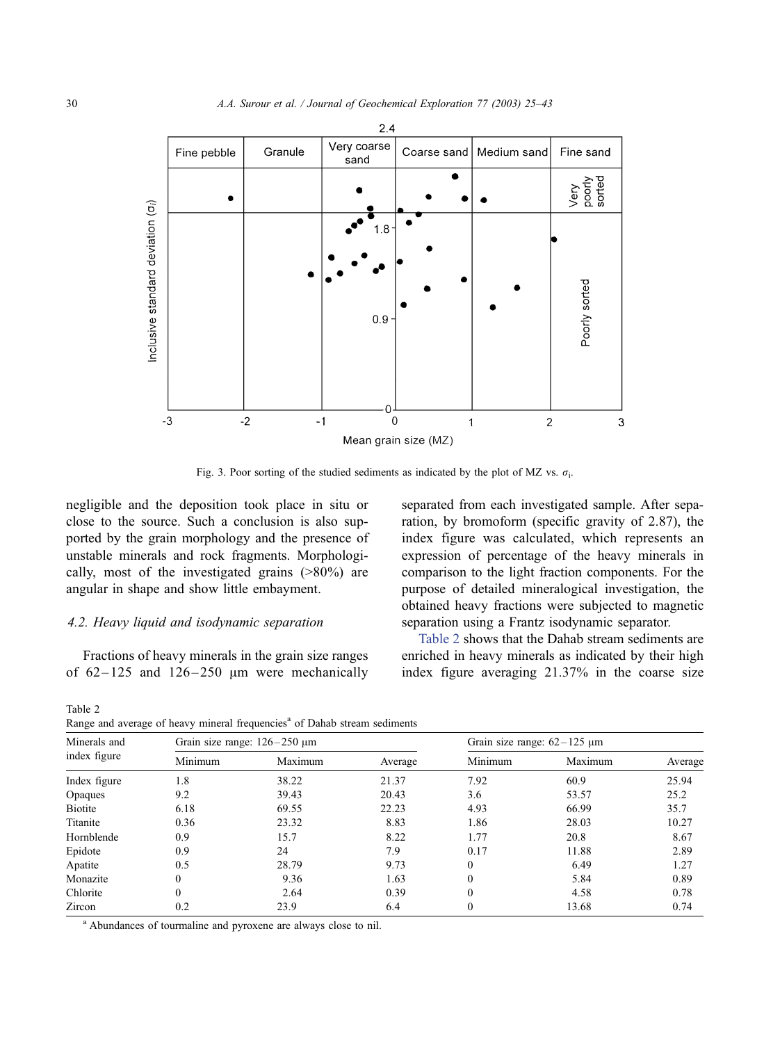Fig. 3. Poor sorting of the studied sediments as indicated by the plot of MZ vs. $\sigma_i$.

negligible and the deposition took place in situ or close to the source. Such a conclusion is also supported by the grain morphology and the presence of unstable minerals and rock fragments. Morphologically, most of the investigated grains (>80%) are angular in shape and show little embayment.

### 4.2. Heavy liquid and isodynamic separation

Fractions of heavy minerals in the grain size ranges of 62–125 and 126–250 μm were mechanically separated from each investigated sample. After separation, by bromoform (specific gravity of 2.87), the index figure was calculated, which represents an expression of percentage of the heavy minerals in comparison to the light fraction components. For the purpose of detailed mineralogical investigation, the obtained heavy fractions were subjected to magnetic separation using a Frantz isodynamic separator.

Table 2 shows that the Dahab stream sediments are enriched in heavy minerals as indicated by their high index figure averaging 21.37% in the coarse size

Table 2
Range and average of heavy mineral frequencies[a] of Dahab stream sediments

| Minerals and index figure | Grain size range: 126–250 μm | | | Grain size range: 62–125 μm | | |
|---|---|---|---|---|---|---|
| | Minimum | Maximum | Average | Minimum | Maximum | Average |
| Index figure | 1.8 | 38.22 | 21.37 | 7.92 | 60.9 | 25.94 |
| Opaques | 9.2 | 39.43 | 20.43 | 3.6 | 53.57 | 25.2 |
| Biotite | 6.18 | 69.55 | 22.23 | 4.93 | 66.99 | 35.7 |
| Titanite | 0.36 | 23.32 | 8.83 | 1.86 | 28.03 | 10.27 |
| Hornblende | 0.9 | 15.7 | 8.22 | 1.77 | 20.8 | 8.67 |
| Epidote | 0.9 | 24 | 7.9 | 0.17 | 11.88 | 2.89 |
| Apatite | 0.5 | 28.79 | 9.73 | 0 | 6.49 | 1.27 |
| Monazite | 0 | 9.36 | 1.63 | 0 | 5.84 | 0.89 |
| Chlorite | 0 | 2.64 | 0.39 | 0 | 4.58 | 0.78 |
| Zircon | 0.2 | 23.9 | 6.4 | 0 | 13.68 | 0.74 |

[a] Abundances of tourmaline and pyroxene are always close to nil.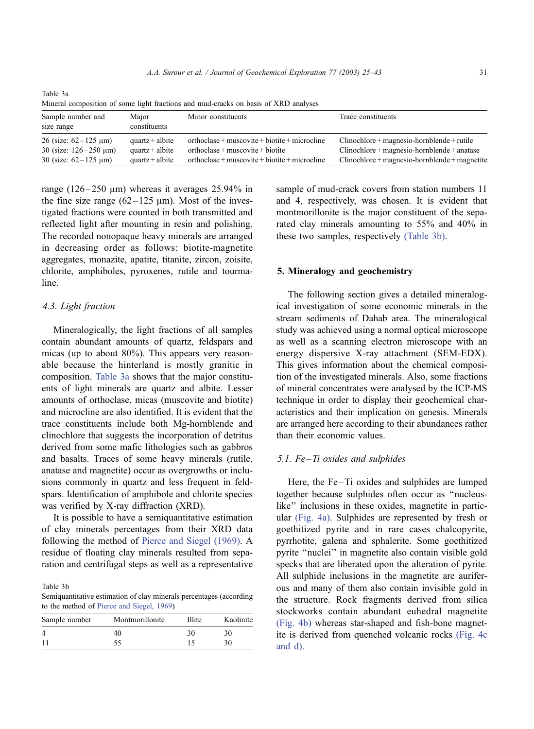Table 3a
Mineral composition of some light fractions and mud-cracks on basis of XRD analyses

| Sample number and size range | Major constituents | Minor constituents | Trace constituents |
|---|---|---|---|
| 26 (size: 62–125 μm) | quartz + albite | orthoclase + muscovite + biotite + microcline | Clinochlore + magnesio-hornblende + rutile |
| 30 (size: 126–250 μm) | quartz + albite | orthoclase + muscovite + biotite | Clinochlore + magnesio-hornblende + anatase |
| 30 (size: 62–125 μm) | quartz + albite | orthoclase + muscovite + biotite + microcline | Clinochlore + magnesio-hornblende + magnetite |

range (126–250 μm) whereas it averages 25.94% in the fine size range (62–125 μm). Most of the investigated fractions were counted in both transmitted and reflected light after mounting in resin and polishing. The recorded nonopaque heavy minerals are arranged in decreasing order as follows: biotite-magnetite aggregates, monazite, apatite, titanite, zircon, zoisite, chlorite, amphiboles, pyroxenes, rutile and tourmaline.

### *4.3. Light fraction*

Mineralogically, the light fractions of all samples contain abundant amounts of quartz, feldspars and micas (up to about 80%). This appears very reasonable because the hinterland is mostly granitic in composition. Table 3a shows that the major constituents of light minerals are quartz and albite. Lesser amounts of orthoclase, micas (muscovite and biotite) and microcline are also identified. It is evident that the trace constituents include both Mg-hornblende and clinochlore that suggests the incorporation of detritus derived from some mafic lithologies such as gabbros and basalts. Traces of some heavy minerals (rutile, anatase and magnetite) occur as overgrowths or inclusions commonly in quartz and less frequent in feldspars. Identification of amphibole and chlorite species was verified by X-ray diffraction (XRD).

It is possible to have a semiquantitative estimation of clay minerals percentages from their XRD data following the method of Pierce and Siegel (1969). A residue of floating clay minerals resulted from separation and centrifugal steps as well as a representative sample of mud-crack covers from station numbers 11 and 4, respectively, was chosen. It is evident that montmorillonite is the major constituent of the separated clay minerals amounting to 55% and 40% in these two samples, respectively (Table 3b).

Table 3b
Semiquantitative estimation of clay minerals percentages (according to the method of Pierce and Siegel, 1969)

| Sample number | Montmorillonite | Illite | Kaolinite |
|---|---|---|---|
| 4 | 40 | 30 | 30 |
| 11 | 55 | 15 | 30 |

## 5. Mineralogy and geochemistry

The following section gives a detailed mineralogical investigation of some economic minerals in the stream sediments of Dahab area. The mineralogical study was achieved using a normal optical microscope as well as a scanning electron microscope with an energy dispersive X-ray attachment (SEM-EDX). This gives information about the chemical composition of the investigated minerals. Also, some fractions of mineral concentrates were analysed by the ICP-MS technique in order to display their geochemical characteristics and their implication on genesis. Minerals are arranged here according to their abundances rather than their economic values.

### *5.1. Fe–Ti oxides and sulphides*

Here, the Fe–Ti oxides and sulphides are lumped together because sulphides often occur as "nucleus-like" inclusions in these oxides, magnetite in particular (Fig. 4a). Sulphides are represented by fresh or goethitized pyrite and in rare cases chalcopyrite, pyrrhotite, galena and sphalerite. Some goethitized pyrite "nuclei" in magnetite also contain visible gold specks that are liberated upon the alteration of pyrite. All sulphide inclusions in the magnetite are auriferous and many of them also contain invisible gold in the structure. Rock fragments derived from silica stockworks contain abundant euhedral magnetite (Fig. 4b) whereas star-shaped and fish-bone magnetite is derived from quenched volcanic rocks (Fig. 4c and d).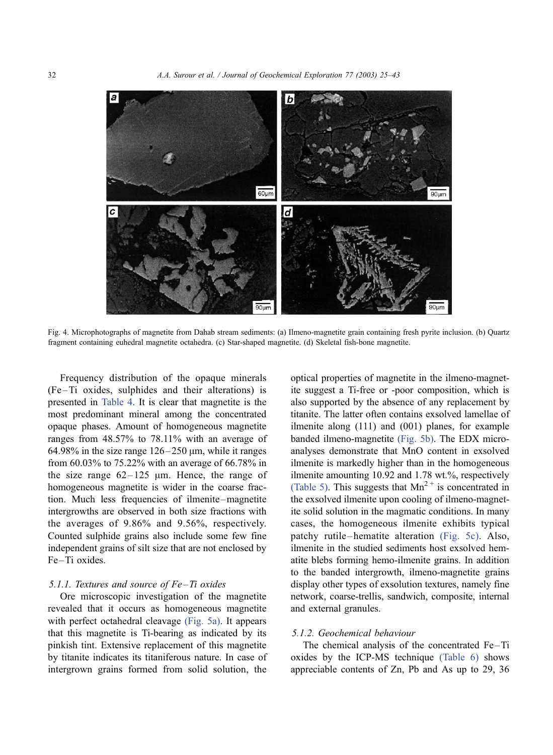Fig. 4. Microphotographs of magnetite from Dahab stream sediments: (a) Ilmeno-magnetite grain containing fresh pyrite inclusion. (b) Quartz fragment containing euhedral magnetite octahedra. (c) Star-shaped magnetite. (d) Skeletal fish-bone magnetite.

Frequency distribution of the opaque minerals (Fe–Ti oxides, sulphides and their alterations) is presented in Table 4. It is clear that magnetite is the most predominant mineral among the concentrated opaque phases. Amount of homogeneous magnetite ranges from 48.57% to 78.11% with an average of 64.98% in the size range 126–250 μm, while it ranges from 60.03% to 75.22% with an average of 66.78% in the size range 62–125 μm. Hence, the range of homogeneous magnetite is wider in the coarse fraction. Much less frequencies of ilmenite–magnetite intergrowths are observed in both size fractions with the averages of 9.86% and 9.56%, respectively. Counted sulphide grains also include some few fine independent grains of silt size that are not enclosed by Fe–Ti oxides.

### 5.1.1. Textures and source of Fe–Ti oxides

Ore microscopic investigation of the magnetite revealed that it occurs as homogeneous magnetite with perfect octahedral cleavage (Fig. 5a). It appears that this magnetite is Ti-bearing as indicated by its pinkish tint. Extensive replacement of this magnetite by titanite indicates its titaniferous nature. In case of intergrown grains formed from solid solution, the optical properties of magnetite in the ilmeno-magnetite suggest a Ti-free or -poor composition, which is also supported by the absence of any replacement by titanite. The latter often contains exsolved lamellae of ilmenite along (111) and (001) planes, for example banded ilmeno-magnetite (Fig. 5b). The EDX microanalyses demonstrate that MnO content in exsolved ilmenite is markedly higher than in the homogeneous ilmenite amounting 10.92 and 1.78 wt.%, respectively (Table 5). This suggests that $Mn^{2+}$ is concentrated in the exsolved ilmenite upon cooling of ilmeno-magnetite solid solution in the magmatic conditions. In many cases, the homogeneous ilmenite exhibits typical patchy rutile–hematite alteration (Fig. 5c). Also, ilmenite in the studied sediments host exsolved hematite blebs forming hemo-ilmenite grains. In addition to the banded intergrowth, ilmeno-magnetite grains display other types of exsolution textures, namely fine network, coarse-trellis, sandwich, composite, internal and external granules.

### 5.1.2. Geochemical behaviour

The chemical analysis of the concentrated Fe–Ti oxides by the ICP-MS technique (Table 6) shows appreciable contents of Zn, Pb and As up to 29, 36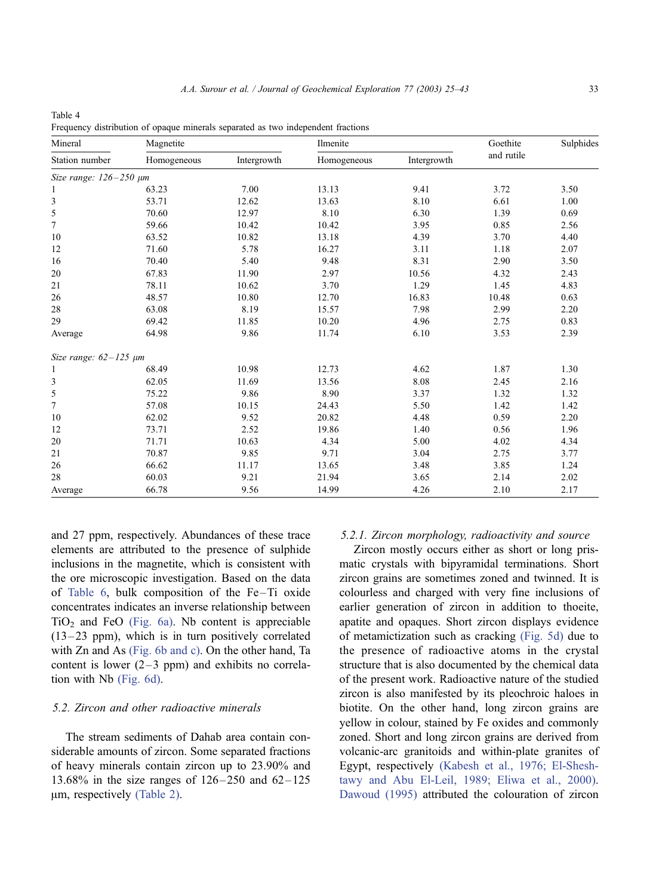Table 4
Frequency distribution of opaque minerals separated as two independent fractions

| Mineral | Magnetite | | Ilmenite | | Goethite and rutile | Sulphides |
|---|---|---|---|---|---|---|
| Station number | Homogeneous | Intergrowth | Homogeneous | Intergrowth | | |
| *Size range: 126–250 μm* | | | | | | |
| 1 | 63.23 | 7.00 | 13.13 | 9.41 | 3.72 | 3.50 |
| 3 | 53.71 | 12.62 | 13.63 | 8.10 | 6.61 | 1.00 |
| 5 | 70.60 | 12.97 | 8.10 | 6.30 | 1.39 | 0.69 |
| 7 | 59.66 | 10.42 | 10.42 | 3.95 | 0.85 | 2.56 |
| 10 | 63.52 | 10.82 | 13.18 | 4.39 | 3.70 | 4.40 |
| 12 | 71.60 | 5.78 | 16.27 | 3.11 | 1.18 | 2.07 |
| 16 | 70.40 | 5.40 | 9.48 | 8.31 | 2.90 | 3.50 |
| 20 | 67.83 | 11.90 | 2.97 | 10.56 | 4.32 | 2.43 |
| 21 | 78.11 | 10.62 | 3.70 | 1.29 | 1.45 | 4.83 |
| 26 | 48.57 | 10.80 | 12.70 | 16.83 | 10.48 | 0.63 |
| 28 | 63.08 | 8.19 | 15.57 | 7.98 | 2.99 | 2.20 |
| 29 | 69.42 | 11.85 | 10.20 | 4.96 | 2.75 | 0.83 |
| Average | 64.98 | 9.86 | 11.74 | 6.10 | 3.53 | 2.39 |
| *Size range: 62–125 μm* | | | | | | |
| 1 | 68.49 | 10.98 | 12.73 | 4.62 | 1.87 | 1.30 |
| 3 | 62.05 | 11.69 | 13.56 | 8.08 | 2.45 | 2.16 |
| 5 | 75.22 | 9.86 | 8.90 | 3.37 | 1.32 | 1.32 |
| 7 | 57.08 | 10.15 | 24.43 | 5.50 | 1.42 | 1.42 |
| 10 | 62.02 | 9.52 | 20.82 | 4.48 | 0.59 | 2.20 |
| 12 | 73.71 | 2.52 | 19.86 | 1.40 | 0.56 | 1.96 |
| 20 | 71.71 | 10.63 | 4.34 | 5.00 | 4.02 | 4.34 |
| 21 | 70.87 | 9.85 | 9.71 | 3.04 | 2.75 | 3.77 |
| 26 | 66.62 | 11.17 | 13.65 | 3.48 | 3.85 | 1.24 |
| 28 | 60.03 | 9.21 | 21.94 | 3.65 | 2.14 | 2.02 |
| Average | 66.78 | 9.56 | 14.99 | 4.26 | 2.10 | 2.17 |

and 27 ppm, respectively. Abundances of these trace elements are attributed to the presence of sulphide inclusions in the magnetite, which is consistent with the ore microscopic investigation. Based on the data of Table 6, bulk composition of the Fe–Ti oxide concentrates indicates an inverse relationship between $TiO_2$ and FeO (Fig. 6a). Nb content is appreciable (13–23 ppm), which is in turn positively correlated with Zn and As (Fig. 6b and c). On the other hand, Ta content is lower (2–3 ppm) and exhibits no correlation with Nb (Fig. 6d).

### 5.2. Zircon and other radioactive minerals

The stream sediments of Dahab area contain considerable amounts of zircon. Some separated fractions of heavy minerals contain zircon up to 23.90% and 13.68% in the size ranges of 126–250 and 62–125 μm, respectively (Table 2).

#### 5.2.1. Zircon morphology, radioactivity and source

Zircon mostly occurs either as short or long prismatic crystals with bipyramidal terminations. Short zircon grains are sometimes zoned and twinned. It is colourless and charged with very fine inclusions of earlier generation of zircon in addition to thoeite, apatite and opaques. Short zircon displays evidence of metamictization such as cracking (Fig. 5d) due to the presence of radioactive atoms in the crystal structure that is also documented by the chemical data of the present work. Radioactive nature of the studied zircon is also manifested by its pleochroic haloes in biotite. On the other hand, long zircon grains are yellow in colour, stained by Fe oxides and commonly zoned. Short and long zircon grains are derived from volcanic-arc granitoids and within-plate granites of Egypt, respectively (Kabesh et al., 1976; El-Sheshtawy and Abu El-Leil, 1989; Eliwa et al., 2000). Dawoud (1995) attributed the colouration of zircon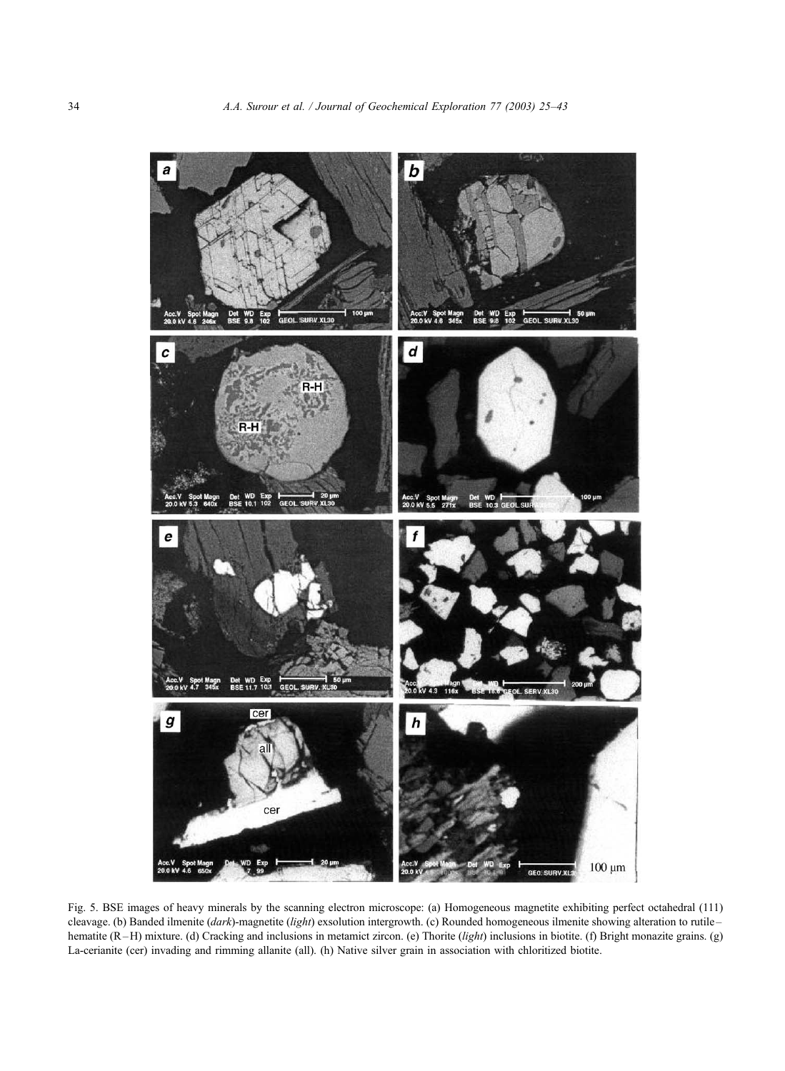Fig. 5. BSE images of heavy minerals by the scanning electron microscope: (a) Homogeneous magnetite exhibiting perfect octahedral (111) cleavage. (b) Banded ilmenite (*dark*)-magnetite (*light*) exsolution intergrowth. (c) Rounded homogeneous ilmenite showing alteration to rutile–hematite (R–H) mixture. (d) Cracking and inclusions in metamict zircon. (e) Thorite (*light*) inclusions in biotite. (f) Bright monazite grains. (g) La-cerianite (cer) invading and rimming allanite (all). (h) Native silver grain in association with chloritized biotite.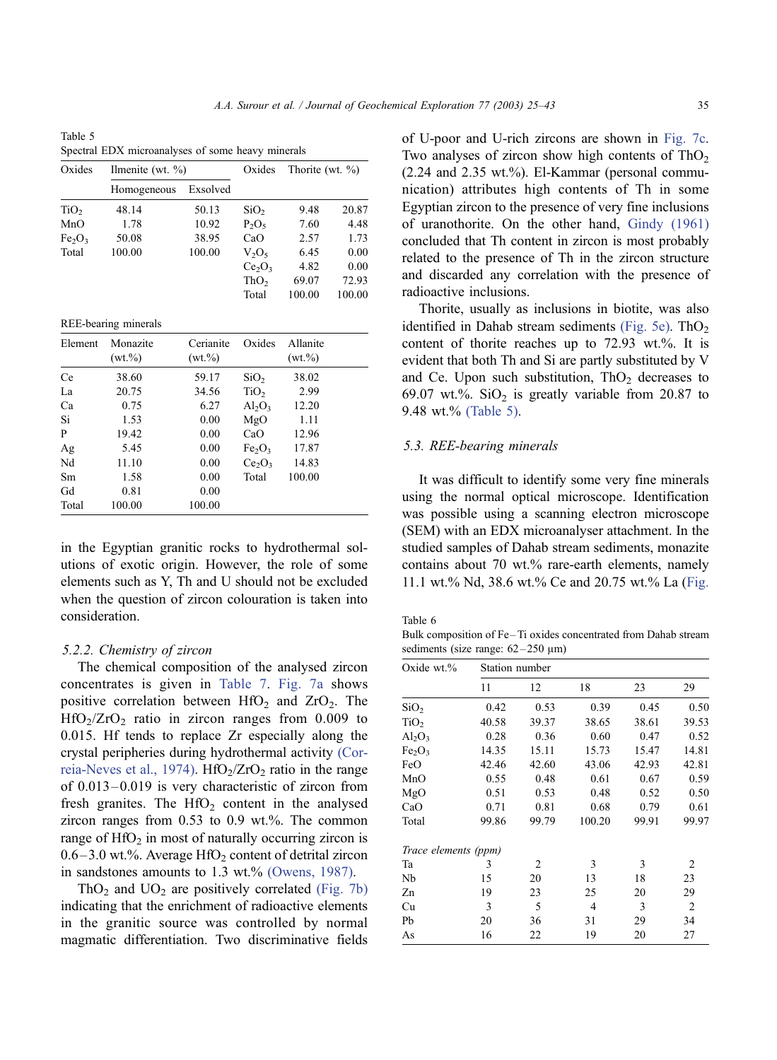Table 5
Spectral EDX microanalyses of some heavy minerals

| Oxides | Ilmenite (wt. %) | | Oxides | Thorite (wt. %) | |
|---|---|---|---|---|---|
| | Homogeneous | Exsolved | | | |
| $TiO_2$ | 48.14 | 50.13 | $SiO_2$ | 9.48 | 20.87 |
| MnO | 1.78 | 10.92 | $P_2O_5$ | 7.60 | 4.48 |
| $Fe_2O_3$ | 50.08 | 38.95 | CaO | 2.57 | 1.73 |
| Total | 100.00 | 100.00 | $V_2O_5$ | 6.45 | 0.00 |
| | | | $Ce_2O_3$ | 4.82 | 0.00 |
| | | | $ThO_2$ | 69.07 | 72.93 |
| | | | Total | 100.00 | 100.00 |

REE-bearing minerals

| Element | Monazite (wt.%) | Cerianite (wt.%) | Oxides | Allanite (wt.%) |
|---|---|---|---|---|
| Ce | 38.60 | 59.17 | $SiO_2$ | 38.02 |
| La | 20.75 | 34.56 | $TiO_2$ | 2.99 |
| Ca | 0.75 | 6.27 | $Al_2O_3$ | 12.20 |
| Si | 1.53 | 0.00 | MgO | 1.11 |
| P | 19.42 | 0.00 | CaO | 12.96 |
| Ag | 5.45 | 0.00 | $Fe_2O_3$ | 17.87 |
| Nd | 11.10 | 0.00 | $Ce_2O_3$ | 14.83 |
| Sm | 1.58 | 0.00 | Total | 100.00 |
| Gd | 0.81 | 0.00 | | |
| Total | 100.00 | 100.00 | | |

in the Egyptian granitic rocks to hydrothermal solutions of exotic origin. However, the role of some elements such as Y, Th and U should not be excluded when the question of zircon colouration is taken into consideration.

### 5.2.2. Chemistry of zircon

The chemical composition of the analysed zircon concentrates is given in Table 7. Fig. 7a shows positive correlation between $HfO_2$ and $ZrO_2$. The $HfO_2/ZrO_2$ ratio in zircon ranges from 0.009 to 0.015. Hf tends to replace Zr especially along the crystal peripheries during hydrothermal activity (Correia-Neves et al., 1974). $HfO_2/ZrO_2$ ratio in the range of 0.013–0.019 is very characteristic of zircon from fresh granites. The $HfO_2$ content in the analysed zircon ranges from 0.53 to 0.9 wt.%. The common range of $HfO_2$ in most of naturally occurring zircon is 0.6–3.0 wt.%. Average $HfO_2$ content of detrital zircon in sandstones amounts to 1.3 wt.% (Owens, 1987).

$ThO_2$ and $UO_2$ are positively correlated (Fig. 7b) indicating that the enrichment of radioactive elements in the granitic source was controlled by normal magmatic differentiation. Two discriminative fields of U-poor and U-rich zircons are shown in Fig. 7c. Two analyses of zircon show high contents of $ThO_2$ (2.24 and 2.35 wt.%). El-Kammar (personal communication) attributes high contents of Th in some Egyptian zircon to the presence of very fine inclusions of uranothorite. On the other hand, Gindy (1961) concluded that Th content in zircon is most probably related to the presence of Th in the zircon structure and discarded any correlation with the presence of radioactive inclusions.

Thorite, usually as inclusions in biotite, was also identified in Dahab stream sediments (Fig. 5e). $ThO_2$ content of thorite reaches up to 72.93 wt.%. It is evident that both Th and Si are partly substituted by V and Ce. Upon such substitution, $ThO_2$ decreases to 69.07 wt.%. $SiO_2$ is greatly variable from 20.87 to 9.48 wt.% (Table 5).

### 5.3. REE-bearing minerals

It was difficult to identify some very fine minerals using the normal optical microscope. Identification was possible using a scanning electron microscope (SEM) with an EDX microanalyser attachment. In the studied samples of Dahab stream sediments, monazite contains about 70 wt.% rare-earth elements, namely 11.1 wt.% Nd, 38.6 wt.% Ce and 20.75 wt.% La (Fig.

Table 6
Bulk composition of Fe–Ti oxides concentrated from Dahab stream sediments (size range: 62–250 μm)

| Oxide wt.% | Station number | | | | |
|---|---|---|---|---|---|
| | 11 | 12 | 18 | 23 | 29 |
| $SiO_2$ | 0.42 | 0.53 | 0.39 | 0.45 | 0.50 |
| $TiO_2$ | 40.58 | 39.37 | 38.65 | 38.61 | 39.53 |
| $Al_2O_3$ | 0.28 | 0.36 | 0.60 | 0.47 | 0.52 |
| $Fe_2O_3$ | 14.35 | 15.11 | 15.73 | 15.47 | 14.81 |
| FeO | 42.46 | 42.60 | 43.06 | 42.93 | 42.81 |
| MnO | 0.55 | 0.48 | 0.61 | 0.67 | 0.59 |
| MgO | 0.51 | 0.53 | 0.48 | 0.52 | 0.50 |
| CaO | 0.71 | 0.81 | 0.68 | 0.79 | 0.61 |
| Total | 99.86 | 99.79 | 100.20 | 99.91 | 99.97 |
| *Trace elements (ppm)* | | | | | |
| Ta | 3 | 2 | 3 | 3 | 2 |
| Nb | 15 | 20 | 13 | 18 | 23 |
| Zn | 19 | 23 | 25 | 20 | 29 |
| Cu | 3 | 5 | 4 | 3 | 2 |
| Pb | 20 | 36 | 31 | 29 | 34 |
| As | 16 | 22 | 19 | 20 | 27 |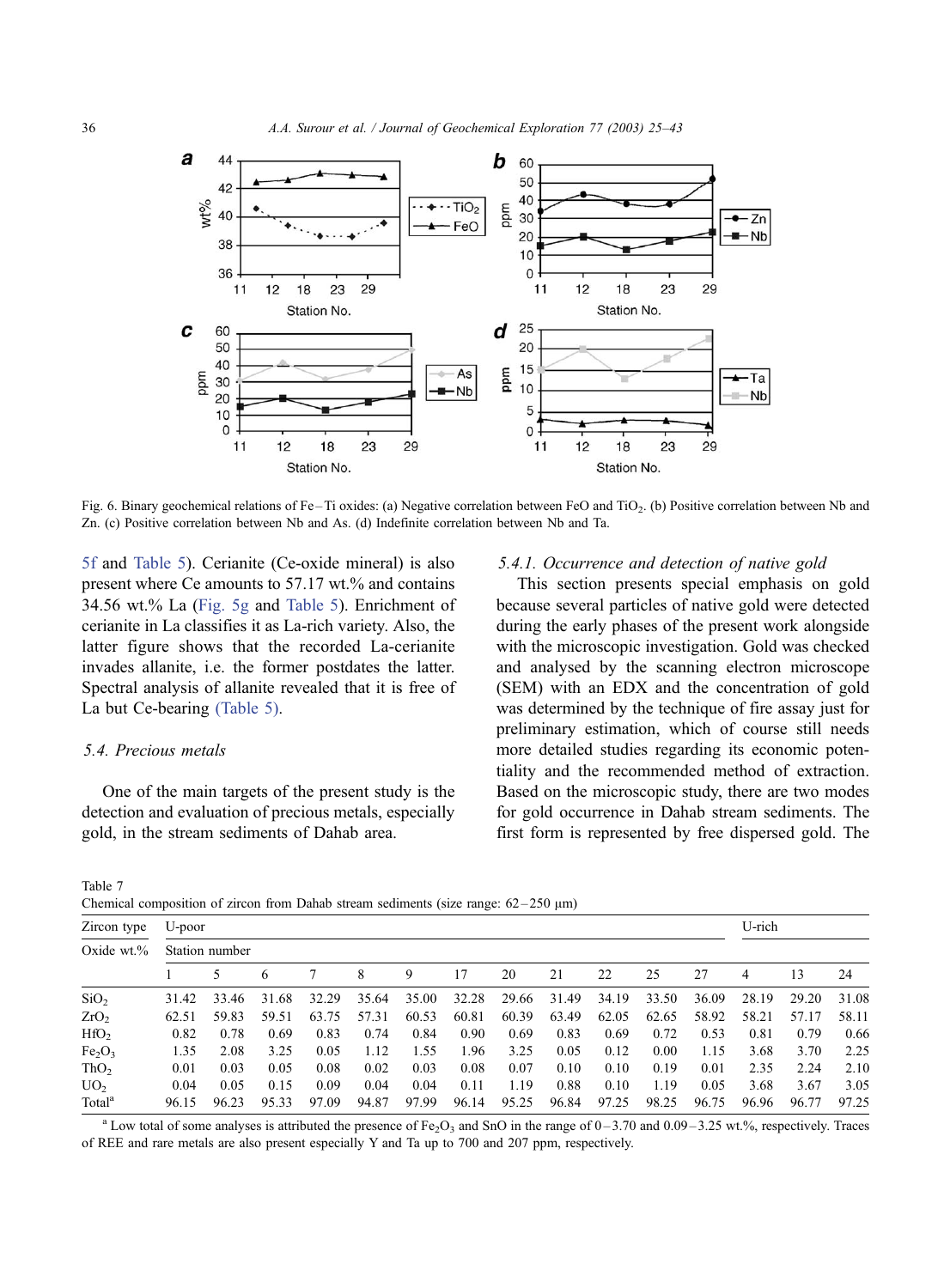Fig. 6. Binary geochemical relations of Fe–Ti oxides: (a) Negative correlation between FeO and $TiO_2$. (b) Positive correlation between Nb and Zn. (c) Positive correlation between Nb and As. (d) Indefinite correlation between Nb and Ta.

5f and Table 5). Cerianite (Ce-oxide mineral) is also present where Ce amounts to 57.17 wt.% and contains 34.56 wt.% La (Fig. 5g and Table 5). Enrichment of cerianite in La classifies it as La-rich variety. Also, the latter figure shows that the recorded La-cerianite invades allanite, i.e. the former postdates the latter. Spectral analysis of allanite revealed that it is free of La but Ce-bearing (Table 5).

### 5.4. Precious metals

One of the main targets of the present study is the detection and evaluation of precious metals, especially gold, in the stream sediments of Dahab area.

#### 5.4.1. Occurrence and detection of native gold

This section presents special emphasis on gold because several particles of native gold were detected during the early phases of the present work alongside with the microscopic investigation. Gold was checked and analysed by the scanning electron microscope (SEM) with an EDX and the concentration of gold was determined by the technique of fire assay just for preliminary estimation, which of course still needs more detailed studies regarding its economic potentiality and the recommended method of extraction. Based on the microscopic study, there are two modes for gold occurrence in Dahab stream sediments. The first form is represented by free dispersed gold. The

Table 7
Chemical composition of zircon from Dahab stream sediments (size range: 62–250 μm)

| Zircon type | U-poor | | | | | | | | | | | | U-rich | | |
|---|---|---|---|---|---|---|---|---|---|---|---|---|---|---|---|
| Oxide wt.% | Station number | | | | | | | | | | | | | | |
| | 1 | 5 | 6 | 7 | 8 | 9 | 17 | 20 | 21 | 22 | 25 | 27 | 4 | 13 | 24 |
| $SiO_2$ | 31.42 | 33.46 | 31.68 | 32.29 | 35.64 | 35.00 | 32.28 | 29.66 | 31.49 | 34.19 | 33.50 | 36.09 | 28.19 | 29.20 | 31.08 |
| $ZrO_2$ | 62.51 | 59.83 | 59.51 | 63.75 | 57.31 | 60.53 | 60.81 | 60.39 | 63.49 | 62.05 | 62.65 | 58.92 | 58.21 | 57.17 | 58.11 |
| $HfO_2$ | 0.82 | 0.78 | 0.69 | 0.83 | 0.74 | 0.84 | 0.90 | 0.69 | 0.83 | 0.69 | 0.72 | 0.53 | 0.81 | 0.79 | 0.66 |
| $Fe_2O_3$ | 1.35 | 2.08 | 3.25 | 0.05 | 1.12 | 1.55 | 1.96 | 3.25 | 0.05 | 0.12 | 0.00 | 1.15 | 3.68 | 3.70 | 2.25 |
| $ThO_2$ | 0.01 | 0.03 | 0.05 | 0.08 | 0.02 | 0.03 | 0.08 | 0.07 | 0.10 | 0.10 | 0.19 | 0.01 | 2.35 | 2.24 | 2.10 |
| $UO_2$ | 0.04 | 0.05 | 0.15 | 0.09 | 0.04 | 0.04 | 0.11 | 1.19 | 0.88 | 0.10 | 1.19 | 0.05 | 3.68 | 3.67 | 3.05 |
| Total[a] | 96.15 | 96.23 | 95.33 | 97.09 | 94.87 | 97.99 | 96.14 | 95.25 | 96.84 | 97.25 | 98.25 | 96.75 | 96.96 | 96.77 | 97.25 |

[a] Low total of some analyses is attributed the presence of $Fe_2O_3$ and SnO in the range of 0–3.70 and 0.09–3.25 wt.%, respectively. Traces of REE and rare metals are also present especially Y and Ta up to 700 and 207 ppm, respectively.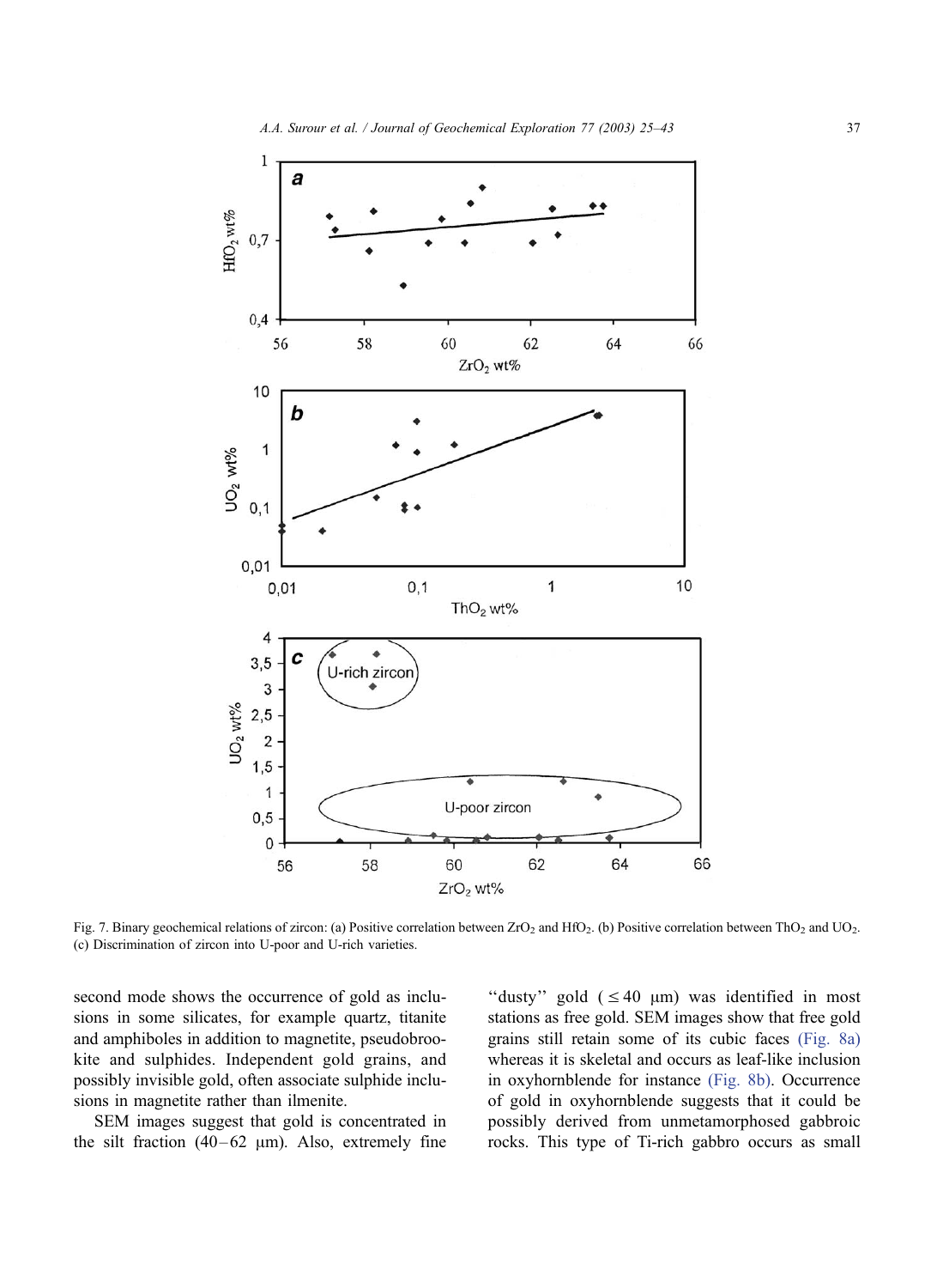Fig. 7. Binary geochemical relations of zircon: (a) Positive correlation between $ZrO_2$ and $HfO_2$. (b) Positive correlation between $ThO_2$ and $UO_2$. (c) Discrimination of zircon into U-poor and U-rich varieties.

second mode shows the occurrence of gold as inclusions in some silicates, for example quartz, titanite and amphiboles in addition to magnetite, pseudobrookite and sulphides. Independent gold grains, and possibly invisible gold, often associate sulphide inclusions in magnetite rather than ilmenite.

SEM images suggest that gold is concentrated in the silt fraction (40–62 μm). Also, extremely fine "dusty" gold (≤ 40 μm) was identified in most stations as free gold. SEM images show that free gold grains still retain some of its cubic faces (Fig. 8a) whereas it is skeletal and occurs as leaf-like inclusion in oxyhornblende for instance (Fig. 8b). Occurrence of gold in oxyhornblende suggests that it could be possibly derived from unmetamorphosed gabbroic rocks. This type of Ti-rich gabbro occurs as small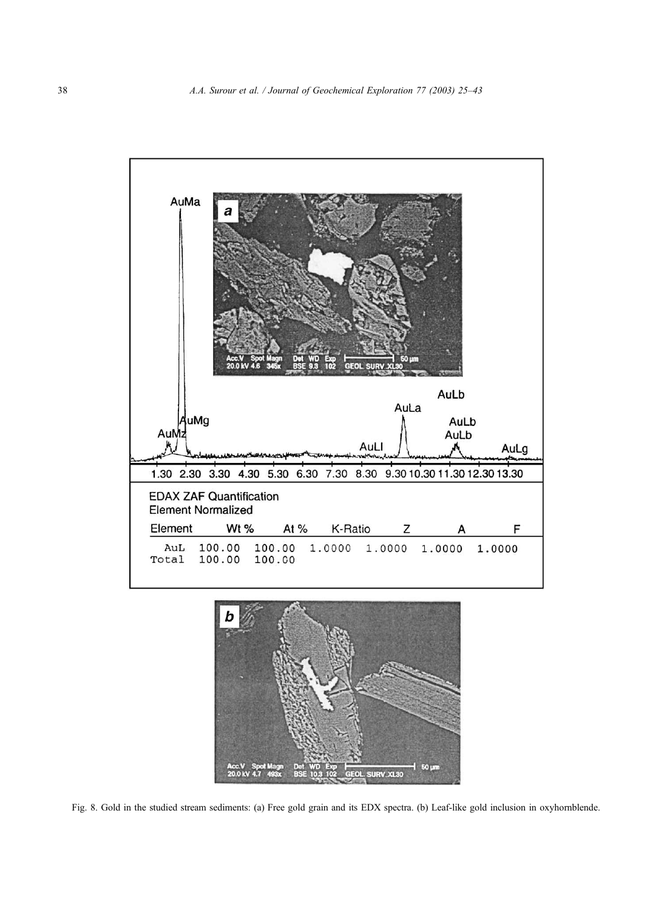EDAX ZAF Quantification
Element Normalized

| Element | Wt % | At % | K-Ratio | Z | A | F |
|---|---|---|---|---|---|---|
| AuL | 100.00 | 100.00 | 1.0000 | 1.0000 | 1.0000 | 1.0000 |
| Total | 100.00 | 100.00 | | | | |

Fig. 8. Gold in the studied stream sediments: (a) Free gold grain and its EDX spectra. (b) Leaf-like gold inclusion in oxyhornblende.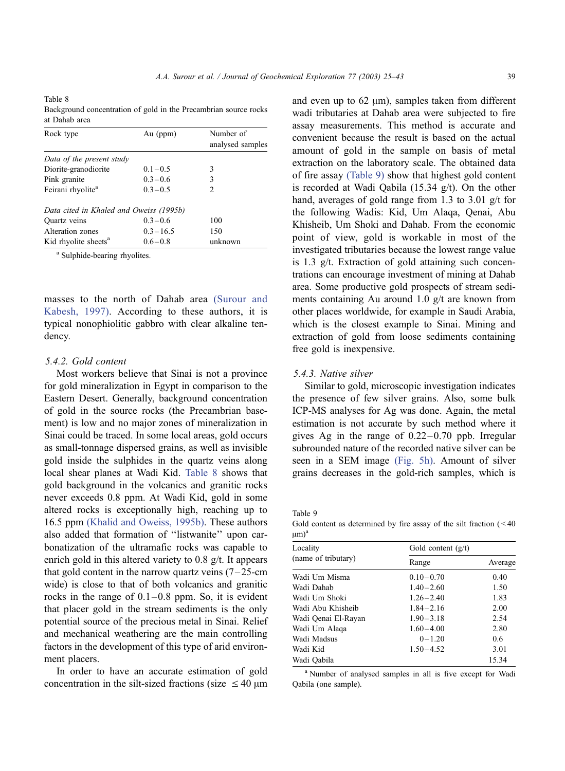Table 8
Background concentration of gold in the Precambrian source rocks at Dahab area

| Rock type | Au (ppm) | Number of analysed samples |
|---|---|---|
| *Data of the present study* | | |
| Diorite-granodiorite | 0.1–0.5 | 3 |
| Pink granite | 0.3–0.6 | 3 |
| Feirani rhyolite[a] | 0.3–0.5 | 2 |
| *Data cited in Khaled and Oweiss (1995b)* | | |
| Quartz veins | 0.3–0.6 | 100 |
| Alteration zones | 0.3–16.5 | 150 |
| Kid rhyolite sheets[a] | 0.6–0.8 | unknown |

[a] Sulphide-bearing rhyolites.

masses to the north of Dahab area (Surour and Kabesh, 1997). According to these authors, it is typical nonophiolitic gabbro with clear alkaline tendency.

### 5.4.2. Gold content

Most workers believe that Sinai is not a province for gold mineralization in Egypt in comparison to the Eastern Desert. Generally, background concentration of gold in the source rocks (the Precambrian basement) is low and no major zones of mineralization in Sinai could be traced. In some local areas, gold occurs as small-tonnage dispersed grains, as well as invisible gold inside the sulphides in the quartz veins along local shear planes at Wadi Kid. Table 8 shows that gold background in the volcanics and granitic rocks never exceeds 0.8 ppm. At Wadi Kid, gold in some altered rocks is exceptionally high, reaching up to 16.5 ppm (Khalid and Oweiss, 1995b). These authors also added that formation of "listwanite" upon carbonatization of the ultramafic rocks was capable to enrich gold in this altered variety to 0.8 g/t. It appears that gold content in the narrow quartz veins (7–25-cm wide) is close to that of both volcanics and granitic rocks in the range of 0.1–0.8 ppm. So, it is evident that placer gold in the stream sediments is the only potential source of the precious metal in Sinai. Relief and mechanical weathering are the main controlling factors in the development of this type of arid environment placers.

In order to have an accurate estimation of gold concentration in the silt-sized fractions (size ≤ 40 μm and even up to 62 μm), samples taken from different wadi tributaries at Dahab area were subjected to fire assay measurements. This method is accurate and convenient because the result is based on the actual amount of gold in the sample on basis of metal extraction on the laboratory scale. The obtained data of fire assay (Table 9) show that highest gold content is recorded at Wadi Qabila (15.34 g/t). On the other hand, averages of gold range from 1.3 to 3.01 g/t for the following Wadis: Kid, Um Alaqa, Qenai, Abu Khisheib, Um Shoki and Dahab. From the economic point of view, gold is workable in most of the investigated tributaries because the lowest range value is 1.3 g/t. Extraction of gold attaining such concentrations can encourage investment of mining at Dahab area. Some productive gold prospects of stream sediments containing Au around 1.0 g/t are known from other places worldwide, for example in Saudi Arabia, which is the closest example to Sinai. Mining and extraction of gold from loose sediments containing free gold is inexpensive.

### 5.4.3. Native silver

Similar to gold, microscopic investigation indicates the presence of few silver grains. Also, some bulk ICP-MS analyses for Ag was done. Again, the metal estimation is not accurate by such method where it gives Ag in the range of 0.22–0.70 ppb. Irregular subrounded nature of the recorded native silver can be seen in a SEM image (Fig. 5h). Amount of silver grains decreases in the gold-rich samples, which is

Table 9
Gold content as determined by fire assay of the silt fraction (< 40 μm)[a]

| Locality (name of tributary) | Gold content (g/t) | |
|---|---|---|
| | Range | Average |
| Wadi Um Misma | 0.10–0.70 | 0.40 |
| Wadi Dahab | 1.40–2.60 | 1.50 |
| Wadi Um Shoki | 1.26–2.40 | 1.83 |
| Wadi Abu Khisheib | 1.84–2.16 | 2.00 |
| Wadi Qenai El-Rayan | 1.90–3.18 | 2.54 |
| Wadi Um Alaqa | 1.60–4.00 | 2.80 |
| Wadi Madsus | 0–1.20 | 0.6 |
| Wadi Kid | 1.50–4.52 | 3.01 |
| Wadi Qabila | | 15.34 |

[a] Number of analysed samples in all is five except for Wadi Qabila (one sample).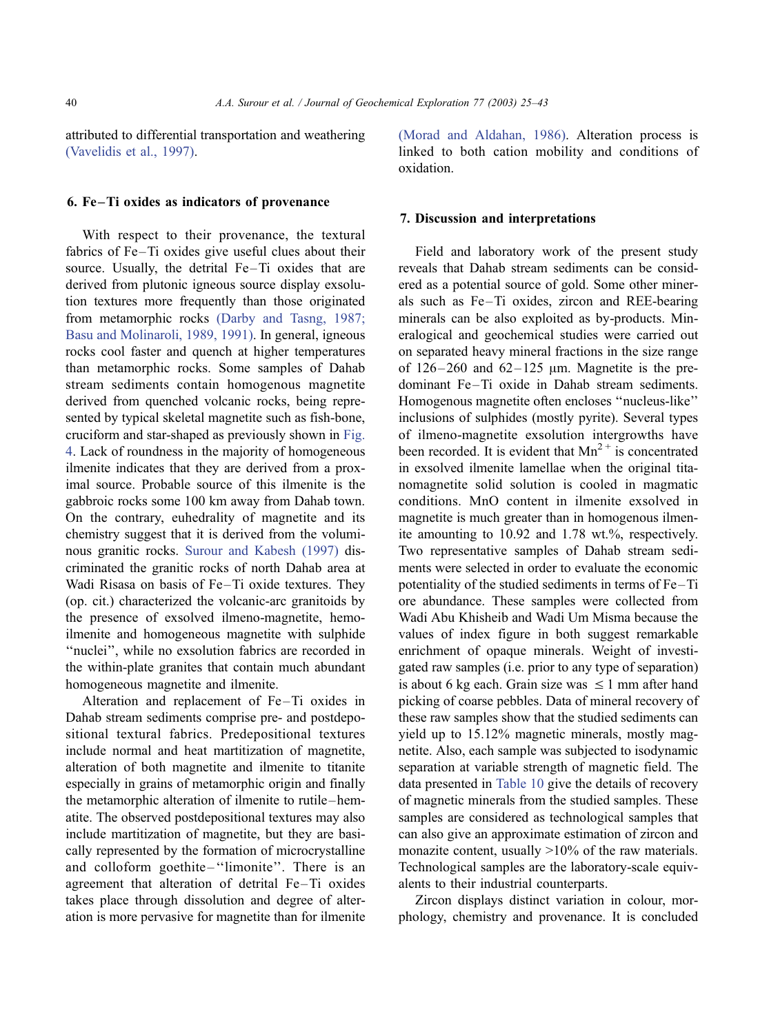attributed to differential transportation and weathering (Vavelidis et al., 1997).

## 6. Fe–Ti oxides as indicators of provenance

With respect to their provenance, the textural fabrics of Fe–Ti oxides give useful clues about their source. Usually, the detrital Fe–Ti oxides that are derived from plutonic igneous source display exsolution textures more frequently than those originated from metamorphic rocks (Darby and Tasng, 1987; Basu and Molinaroli, 1989, 1991). In general, igneous rocks cool faster and quench at higher temperatures than metamorphic rocks. Some samples of Dahab stream sediments contain homogenous magnetite derived from quenched volcanic rocks, being represented by typical skeletal magnetite such as fish-bone, cruciform and star-shaped as previously shown in Fig. 4. Lack of roundness in the majority of homogeneous ilmenite indicates that they are derived from a proximal source. Probable source of this ilmenite is the gabbroic rocks some 100 km away from Dahab town. On the contrary, euhedrality of magnetite and its chemistry suggest that it is derived from the voluminous granitic rocks. Surour and Kabesh (1997) discriminated the granitic rocks of north Dahab area at Wadi Risasa on basis of Fe–Ti oxide textures. They (op. cit.) characterized the volcanic-arc granitoids by the presence of exsolved ilmeno-magnetite, hemo-ilmenite and homogeneous magnetite with sulphide "nuclei", while no exsolution fabrics are recorded in the within-plate granites that contain much abundant homogeneous magnetite and ilmenite.

Alteration and replacement of Fe–Ti oxides in Dahab stream sediments comprise pre- and postdepositional textural fabrics. Predepositional textures include normal and heat martitization of magnetite, alteration of both magnetite and ilmenite to titanite especially in grains of metamorphic origin and finally the metamorphic alteration of ilmenite to rutile–hematite. The observed postdepositional textures may also include martitization of magnetite, but they are basically represented by the formation of microcrystalline and colloform goethite–"limonite". There is an agreement that alteration of detrital Fe–Ti oxides takes place through dissolution and degree of alteration is more pervasive for magnetite than for ilmenite (Morad and Aldahan, 1986). Alteration process is linked to both cation mobility and conditions of oxidation.

## 7. Discussion and interpretations

Field and laboratory work of the present study reveals that Dahab stream sediments can be considered as a potential source of gold. Some other minerals such as Fe–Ti oxides, zircon and REE-bearing minerals can be also exploited as by-products. Mineralogical and geochemical studies were carried out on separated heavy mineral fractions in the size range of 126–260 and 62–125 μm. Magnetite is the predominant Fe–Ti oxide in Dahab stream sediments. Homogenous magnetite often encloses "nucleus-like" inclusions of sulphides (mostly pyrite). Several types of ilmeno-magnetite exsolution intergrowths have been recorded. It is evident that $Mn^{2+}$ is concentrated in exsolved ilmenite lamellae when the original titanomagnetite solid solution is cooled in magmatic conditions. MnO content in ilmenite exsolved in magnetite is much greater than in homogenous ilmenite amounting to 10.92 and 1.78 wt.%, respectively. Two representative samples of Dahab stream sediments were selected in order to evaluate the economic potentiality of the studied sediments in terms of Fe–Ti ore abundance. These samples were collected from Wadi Abu Khisheib and Wadi Um Misma because the values of index figure in both suggest remarkable enrichment of opaque minerals. Weight of investigated raw samples (i.e. prior to any type of separation) is about 6 kg each. Grain size was $\leq 1$ mm after hand picking of coarse pebbles. Data of mineral recovery of these raw samples show that the studied sediments can yield up to 15.12% magnetic minerals, mostly magnetite. Also, each sample was subjected to isodynamic separation at variable strength of magnetic field. The data presented in Table 10 give the details of recovery of magnetic minerals from the studied samples. These samples are considered as technological samples that can also give an approximate estimation of zircon and monazite content, usually >10% of the raw materials. Technological samples are the laboratory-scale equivalents to their industrial counterparts.

Zircon displays distinct variation in colour, morphology, chemistry and provenance. It is concluded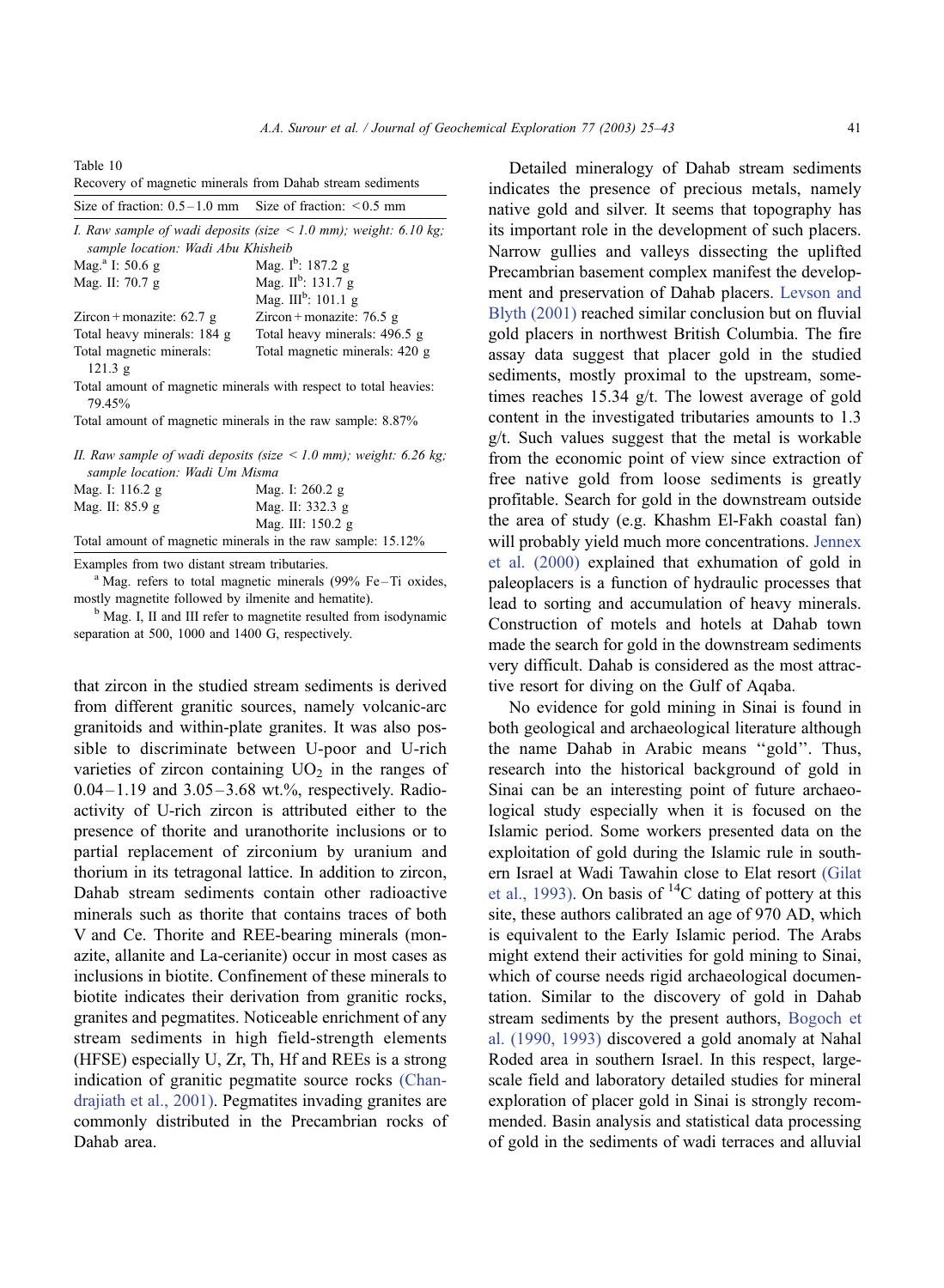Table 10
Recovery of magnetic minerals from Dahab stream sediments

| Size of fraction: 0.5–1.0 mm | Size of fraction: <0.5 mm |
| --- | --- |
| *I. Raw sample of wadi deposits (size < 1.0 mm); weight: 6.10 kg; sample location: Wadi Abu Khisheib* | |
| Mag.[a] I: 50.6 g | Mag. I[b]: 187.2 g |
| Mag. II: 70.7 g | Mag. II[b]: 131.7 g |
| | Mag. III[b]: 101.1 g |
| Zircon + monazite: 62.7 g | Zircon + monazite: 76.5 g |
| Total heavy minerals: 184 g | Total heavy minerals: 496.5 g |
| Total magnetic minerals: 121.3 g | Total magnetic minerals: 420 g |
| Total amount of magnetic minerals with respect to total heavies: 79.45% | |
| Total amount of magnetic minerals in the raw sample: 8.87% | |
| *II. Raw sample of wadi deposits (size < 1.0 mm); weight: 6.26 kg; sample location: Wadi Um Misma* | |
| Mag. I: 116.2 g | Mag. I: 260.2 g |
| Mag. II: 85.9 g | Mag. II: 332.3 g |
| | Mag. III: 150.2 g |
| Total amount of magnetic minerals in the raw sample: 15.12% | |

Examples from two distant stream tributaries.

[a] Mag. refers to total magnetic minerals (99% Fe–Ti oxides, mostly magnetite followed by ilmenite and hematite).

[b] Mag. I, II and III refer to magnetite resulted from isodynamic separation at 500, 1000 and 1400 G, respectively.

that zircon in the studied stream sediments is derived from different granitic sources, namely volcanic-arc granitoids and within-plate granites. It was also possible to discriminate between U-poor and U-rich varieties of zircon containing $UO_2$ in the ranges of 0.04–1.19 and 3.05–3.68 wt.%, respectively. Radioactivity of U-rich zircon is attributed either to the presence of thorite and uranothorite inclusions or to partial replacement of zirconium by uranium and thorium in its tetragonal lattice. In addition to zircon, Dahab stream sediments contain other radioactive minerals such as thorite that contains traces of both V and Ce. Thorite and REE-bearing minerals (monazite, allanite and La-cerianite) occur in most cases as inclusions in biotite. Confinement of these minerals to biotite indicates their derivation from granitic rocks, granites and pegmatites. Noticeable enrichment of any stream sediments in high field-strength elements (HFSE) especially U, Zr, Th, Hf and REEs is a strong indication of granitic pegmatite source rocks (Chandrajiath et al., 2001). Pegmatites invading granites are commonly distributed in the Precambrian rocks of Dahab area.

Detailed mineralogy of Dahab stream sediments indicates the presence of precious metals, namely native gold and silver. It seems that topography has its important role in the development of such placers. Narrow gullies and valleys dissecting the uplifted Precambrian basement complex manifest the development and preservation of Dahab placers. Levson and Blyth (2001) reached similar conclusion but on fluvial gold placers in northwest British Columbia. The fire assay data suggest that placer gold in the studied sediments, mostly proximal to the upstream, sometimes reaches 15.34 g/t. The lowest average of gold content in the investigated tributaries amounts to 1.3 g/t. Such values suggest that the metal is workable from the economic point of view since extraction of free native gold from loose sediments is greatly profitable. Search for gold in the downstream outside the area of study (e.g. Khashm El-Fakh coastal fan) will probably yield much more concentrations. Jennex et al. (2000) explained that exhumation of gold in paleoplacers is a function of hydraulic processes that lead to sorting and accumulation of heavy minerals. Construction of motels and hotels at Dahab town made the search for gold in the downstream sediments very difficult. Dahab is considered as the most attractive resort for diving on the Gulf of Aqaba.

No evidence for gold mining in Sinai is found in both geological and archaeological literature although the name Dahab in Arabic means "gold". Thus, research into the historical background of gold in Sinai can be an interesting point of future archaeological study especially when it is focused on the Islamic period. Some workers presented data on the exploitation of gold during the Islamic rule in southern Israel at Wadi Tawahin close to Elat resort (Gilat et al., 1993). On basis of $^{14}C$ dating of pottery at this site, these authors calibrated an age of 970 AD, which is equivalent to the Early Islamic period. The Arabs might extend their activities for gold mining to Sinai, which of course needs rigid archaeological documentation. Similar to the discovery of gold in Dahab stream sediments by the present authors, Bogoch et al. (1990, 1993) discovered a gold anomaly at Nahal Roded area in southern Israel. In this respect, large-scale field and laboratory detailed studies for mineral exploration of placer gold in Sinai is strongly recommended. Basin analysis and statistical data processing of gold in the sediments of wadi terraces and alluvial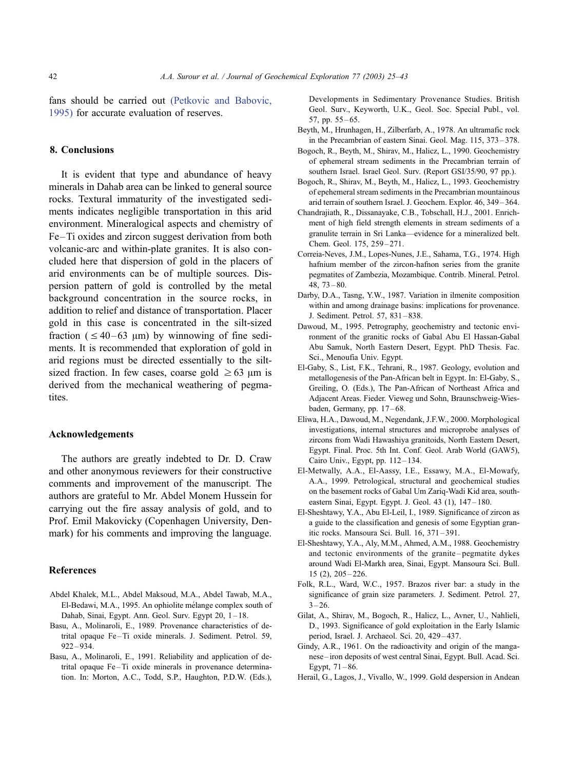fans should be carried out (Petkovic and Babovic, 1995) for accurate evaluation of reserves.

## 8. Conclusions

It is evident that type and abundance of heavy minerals in Dahab area can be linked to general source rocks. Textural immaturity of the investigated sediments indicates negligible transportation in this arid environment. Mineralogical aspects and chemistry of Fe–Ti oxides and zircon suggest derivation from both volcanic-arc and within-plate granites. It is also concluded here that dispersion of gold in the placers of arid environments can be of multiple sources. Dispersion pattern of gold is controlled by the metal background concentration in the source rocks, in addition to relief and distance of transportation. Placer gold in this case is concentrated in the silt-sized fraction ($\leq 40$–$63$ μm) by winnowing of fine sediments. It is recommended that exploration of gold in arid regions must be directed essentially to the silt-sized fraction. In few cases, coarse gold $\geq 63$ μm is derived from the mechanical weathering of pegmatites.

## Acknowledgements

The authors are greatly indebted to Dr. D. Craw and other anonymous reviewers for their constructive comments and improvement of the manuscript. The authors are grateful to Mr. Abdel Monem Hussein for carrying out the fire assay analysis of gold, and to Prof. Emil Makovicky (Copenhagen University, Denmark) for his comments and improving the language.

## References

Abdel Khalek, M.L., Abdel Maksoud, M.A., Abdel Tawab, M.A., El-Bedawi, M.A., 1995. An ophiolite mélange complex south of Dahab, Sinai, Egypt. Ann. Geol. Surv. Egypt 20, 1–18.

Basu, A., Molinaroli, E., 1989. Provenance characteristics of detrital opaque Fe–Ti oxide minerals. J. Sediment. Petrol. 59, 922–934.

Basu, A., Molinaroli, E., 1991. Reliability and application of detrital opaque Fe–Ti oxide minerals in provenance determination. In: Morton, A.C., Todd, S.P., Haughton, P.D.W. (Eds.), Developments in Sedimentary Provenance Studies. British Geol. Surv., Keyworth, U.K., Geol. Soc. Special Publ., vol. 57, pp. 55–65.

Beyth, M., Hrunhagen, H., Zilberfarb, A., 1978. An ultramafic rock in the Precambrian of eastern Sinai. Geol. Mag. 115, 373–378.

Bogoch, R., Beyth, M., Shirav, M., Halicz, L., 1990. Geochemistry of ephemeral stream sediments in the Precambrian terrain of southern Israel. Israel Geol. Surv. (Report GSI/35/90, 97 pp.).

Bogoch, R., Shirav, M., Beyth, M., Halicz, L., 1993. Geochemistry of epehemeral stream sediments in the Precambrian mountainous arid terrain of southern Israel. J. Geochem. Explor. 46, 349–364.

Chandrajiath, R., Dissanayake, C.B., Tobschall, H.J., 2001. Enrichment of high field strength elements in stream sediments of a granulite terrain in Sri Lanka—evidence for a mineralized belt. Chem. Geol. 175, 259–271.

Correia-Neves, J.M., Lopes-Nunes, J.E., Sahama, T.G., 1974. High hafnium member of the zircon-hafnon series from the granite pegmatites of Zambezia, Mozambique. Contrib. Mineral. Petrol. 48, 73–80.

Darby, D.A., Tasng, Y.W., 1987. Variation in ilmenite composition within and among drainage basins: implications for provenance. J. Sediment. Petrol. 57, 831–838.

Dawoud, M., 1995. Petrography, geochemistry and tectonic environment of the granitic rocks of Gabal Abu El Hassan-Gabal Abu Samuk, North Eastern Desert, Egypt. PhD Thesis. Fac. Sci., Menoufia Univ. Egypt.

El-Gaby, S., List, F.K., Tehrani, R., 1987. Geology, evolution and metallogenesis of the Pan-African belt in Egypt. In: El-Gaby, S., Greiling, O. (Eds.), The Pan-African of Northeast Africa and Adjacent Areas. Fieder. Vieweg und Sohn, Braunschweig-Wiesbaden, Germany, pp. 17–68.

Eliwa, H.A., Dawoud, M., Negendank, J.F.W., 2000. Morphological investigations, internal structures and microprobe analyses of zircons from Wadi Hawashiya granitoids, North Eastern Desert, Egypt. Final. Proc. 5th Int. Conf. Geol. Arab World (GAW5), Cairo Univ., Egypt, pp. 112–134.

El-Metwally, A.A., El-Aassy, I.E., Essawy, M.A., El-Mowafy, A.A., 1999. Petrological, structural and geochemical studies on the basement rocks of Gabal Um Zariq-Wadi Kid area, southeastern Sinai, Egypt. Egypt. J. Geol. 43 (1), 147–180.

El-Sheshtawy, Y.A., Abu El-Leil, I., 1989. Significance of zircon as a guide to the classification and genesis of some Egyptian granitic rocks. Mansoura Sci. Bull. 16, 371–391.

El-Sheshtawy, Y.A., Aly, M.M., Ahmed, A.M., 1988. Geochemistry and tectonic environments of the granite–pegmatite dykes around Wadi El-Markh area, Sinai, Egypt. Mansoura Sci. Bull. 15 (2), 205–226.

Folk, R.L., Ward, W.C., 1957. Brazos river bar: a study in the significance of grain size parameters. J. Sediment. Petrol. 27, 3–26.

Gilat, A., Shirav, M., Bogoch, R., Halicz, L., Avner, U., Nahlieli, D., 1993. Significance of gold exploitation in the Early Islamic period, Israel. J. Archaeol. Sci. 20, 429–437.

Gindy, A.R., 1961. On the radioactivity and origin of the manganese–iron deposits of west central Sinai, Egypt. Bull. Acad. Sci. Egypt, 71–86.

Herail, G., Lagos, J., Vivallo, W., 1999. Gold despersion in Andean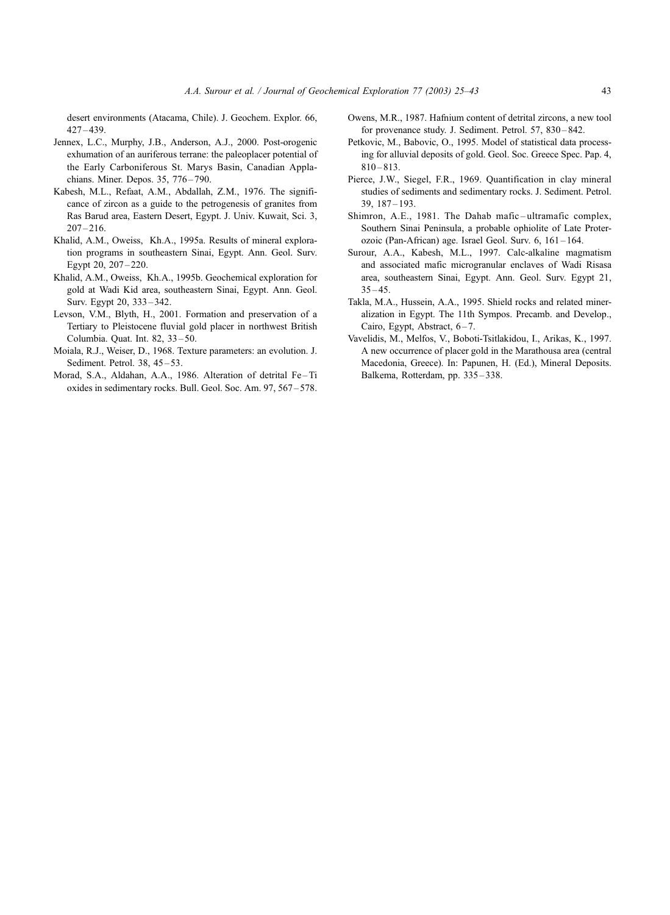desert environments (Atacama, Chile). J. Geochem. Explor. 66, 427–439.

Jennex, L.C., Murphy, J.B., Anderson, A.J., 2000. Post-orogenic exhumation of an auriferous terrane: the paleoplacer potential of the Early Carboniferous St. Marys Basin, Canadian Applachians. Miner. Depos. 35, 776–790.

Kabesh, M.L., Refaat, A.M., Abdallah, Z.M., 1976. The significance of zircon as a guide to the petrogenesis of granites from Ras Barud area, Eastern Desert, Egypt. J. Univ. Kuwait, Sci. 3, 207–216.

Khalid, A.M., Oweiss, Kh.A., 1995a. Results of mineral exploration programs in southeastern Sinai, Egypt. Ann. Geol. Surv. Egypt 20, 207–220.

Khalid, A.M., Oweiss, Kh.A., 1995b. Geochemical exploration for gold at Wadi Kid area, southeastern Sinai, Egypt. Ann. Geol. Surv. Egypt 20, 333–342.

Levson, V.M., Blyth, H., 2001. Formation and preservation of a Tertiary to Pleistocene fluvial gold placer in northwest British Columbia. Quat. Int. 82, 33–50.

Moiala, R.J., Weiser, D., 1968. Texture parameters: an evolution. J. Sediment. Petrol. 38, 45–53.

Morad, S.A., Aldahan, A.A., 1986. Alteration of detrital Fe–Ti oxides in sedimentary rocks. Bull. Geol. Soc. Am. 97, 567–578.

Owens, M.R., 1987. Hafnium content of detrital zircons, a new tool for provenance study. J. Sediment. Petrol. 57, 830–842.

Petkovic, M., Babovic, O., 1995. Model of statistical data processing for alluvial deposits of gold. Geol. Soc. Greece Spec. Pap. 4, 810–813.

Pierce, J.W., Siegel, F.R., 1969. Quantification in clay mineral studies of sediments and sedimentary rocks. J. Sediment. Petrol. 39, 187–193.

Shimron, A.E., 1981. The Dahab mafic–ultramafic complex, Southern Sinai Peninsula, a probable ophiolite of Late Proterozoic (Pan-African) age. Israel Geol. Surv. 6, 161–164.

Surour, A.A., Kabesh, M.L., 1997. Calc-alkaline magmatism and associated mafic microgranular enclaves of Wadi Risasa area, southeastern Sinai, Egypt. Ann. Geol. Surv. Egypt 21, 35–45.

Takla, M.A., Hussein, A.A., 1995. Shield rocks and related mineralization in Egypt. The 11th Sympos. Precamb. and Develop., Cairo, Egypt, Abstract, 6–7.

Vavelidis, M., Melfos, V., Boboti-Tsitlakidou, I., Arikas, K., 1997. A new occurrence of placer gold in the Marathousa area (central Macedonia, Greece). In: Papunen, H. (Ed.), Mineral Deposits. Balkema, Rotterdam, pp. 335–338.